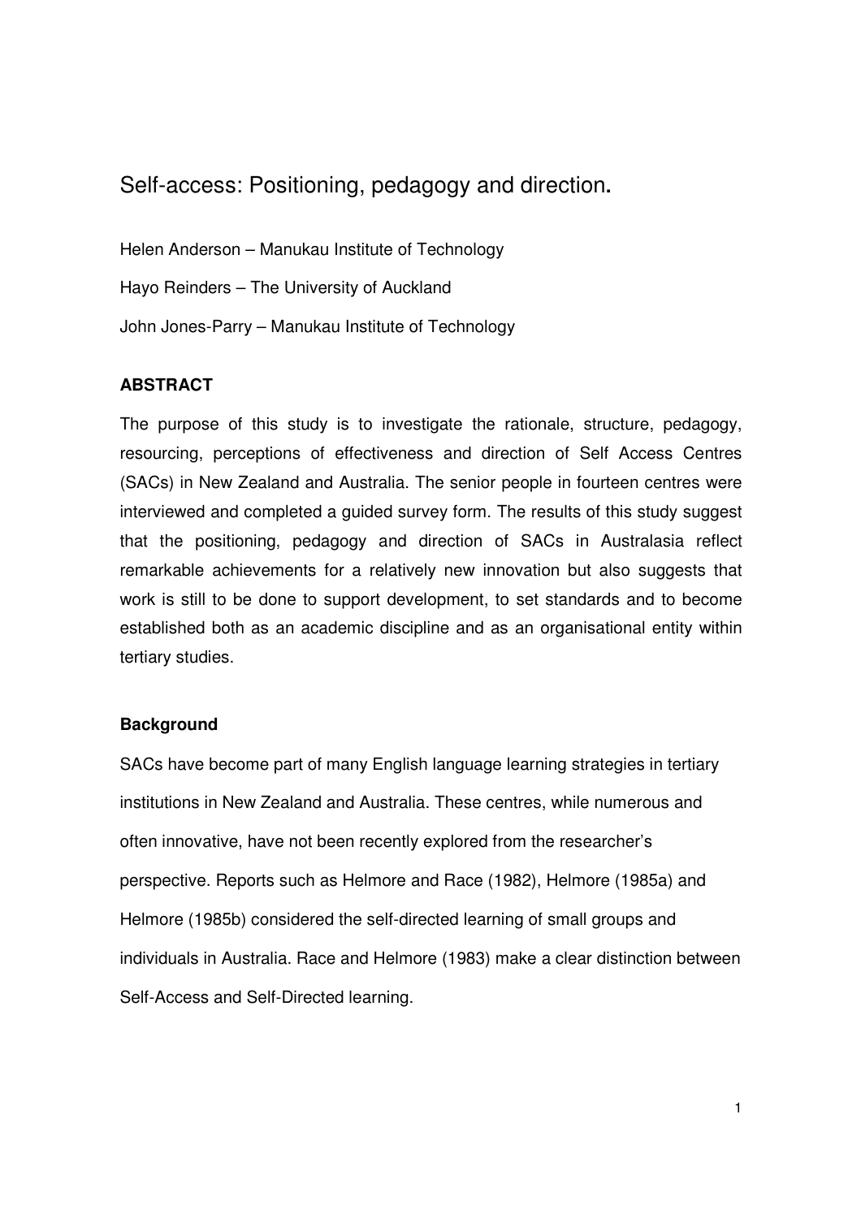# Self-access: Positioning, pedagogy and direction.

Helen Anderson – Manukau Institute of Technology

Hayo Reinders – The University of Auckland

John Jones-Parry – Manukau Institute of Technology

## ABSTRACT

The purpose of this study is to investigate the rationale, structure, pedagogy, resourcing, perceptions of effectiveness and direction of Self Access Centres (SACs) in New Zealand and Australia. The senior people in fourteen centres were interviewed and completed a guided survey form. The results of this study suggest that the positioning, pedagogy and direction of SACs in Australasia reflect remarkable achievements for a relatively new innovation but also suggests that work is still to be done to support development, to set standards and to become established both as an academic discipline and as an organisational entity within tertiary studies.

### Background

SACs have become part of many English language learning strategies in tertiary institutions in New Zealand and Australia. These centres, while numerous and often innovative, have not been recently explored from the researcher's perspective. Reports such as Helmore and Race (1982), Helmore (1985a) and Helmore (1985b) considered the self-directed learning of small groups and individuals in Australia. Race and Helmore (1983) make a clear distinction between Self-Access and Self-Directed learning.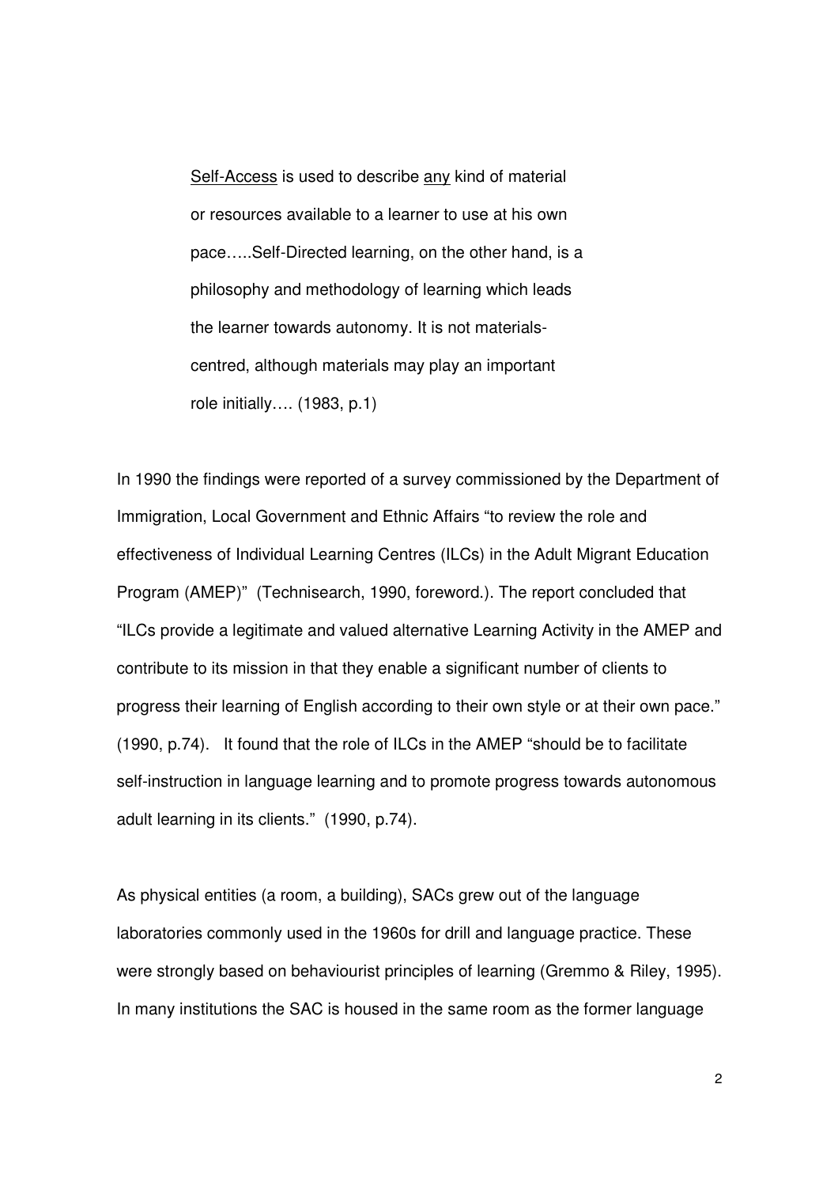> <u>Self-Access</u> is used to describe <u>any</u> kind of material or resources available to a learner to use at his own pace…..Self-Directed learning, on the other hand, is a philosophy and methodology of learning which leads the learner towards autonomy. It is not materials-centred, although materials may play an important role initially…. (1983, p.1)

In 1990 the findings were reported of a survey commissioned by the Department of Immigration, Local Government and Ethnic Affairs "to review the role and effectiveness of Individual Learning Centres (ILCs) in the Adult Migrant Education Program (AMEP)" (Technisearch, 1990, foreword.). The report concluded that "ILCs provide a legitimate and valued alternative Learning Activity in the AMEP and contribute to its mission in that they enable a significant number of clients to progress their learning of English according to their own style or at their own pace." (1990, p.74). It found that the role of ILCs in the AMEP "should be to facilitate self-instruction in language learning and to promote progress towards autonomous adult learning in its clients." (1990, p.74).

As physical entities (a room, a building), SACs grew out of the language laboratories commonly used in the 1960s for drill and language practice. These were strongly based on behaviourist principles of learning (Gremmo & Riley, 1995). In many institutions the SAC is housed in the same room as the former language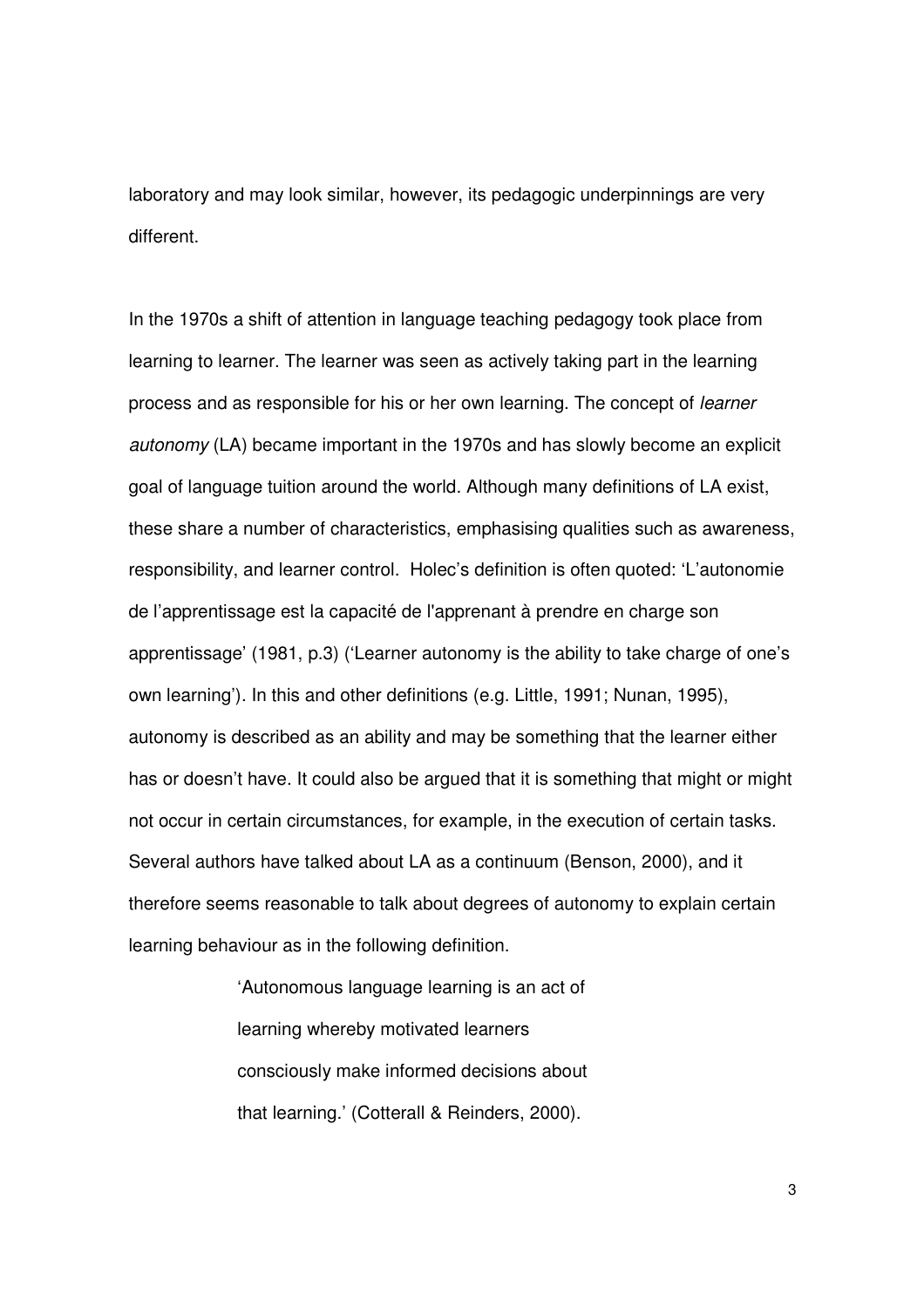laboratory and may look similar, however, its pedagogic underpinnings are very different.

In the 1970s a shift of attention in language teaching pedagogy took place from learning to learner. The learner was seen as actively taking part in the learning process and as responsible for his or her own learning. The concept of *learner autonomy* (LA) became important in the 1970s and has slowly become an explicit goal of language tuition around the world. Although many definitions of LA exist, these share a number of characteristics, emphasising qualities such as awareness, responsibility, and learner control. Holec's definition is often quoted: 'L'autonomie de l'apprentissage est la capacité de l'apprenant à prendre en charge son apprentissage' (1981, p.3) ('Learner autonomy is the ability to take charge of one's own learning'). In this and other definitions (e.g. Little, 1991; Nunan, 1995), autonomy is described as an ability and may be something that the learner either has or doesn't have. It could also be argued that it is something that might or might not occur in certain circumstances, for example, in the execution of certain tasks. Several authors have talked about LA as a continuum (Benson, 2000), and it therefore seems reasonable to talk about degrees of autonomy to explain certain learning behaviour as in the following definition.

> 'Autonomous language learning is an act of learning whereby motivated learners consciously make informed decisions about that learning.' (Cotterall & Reinders, 2000).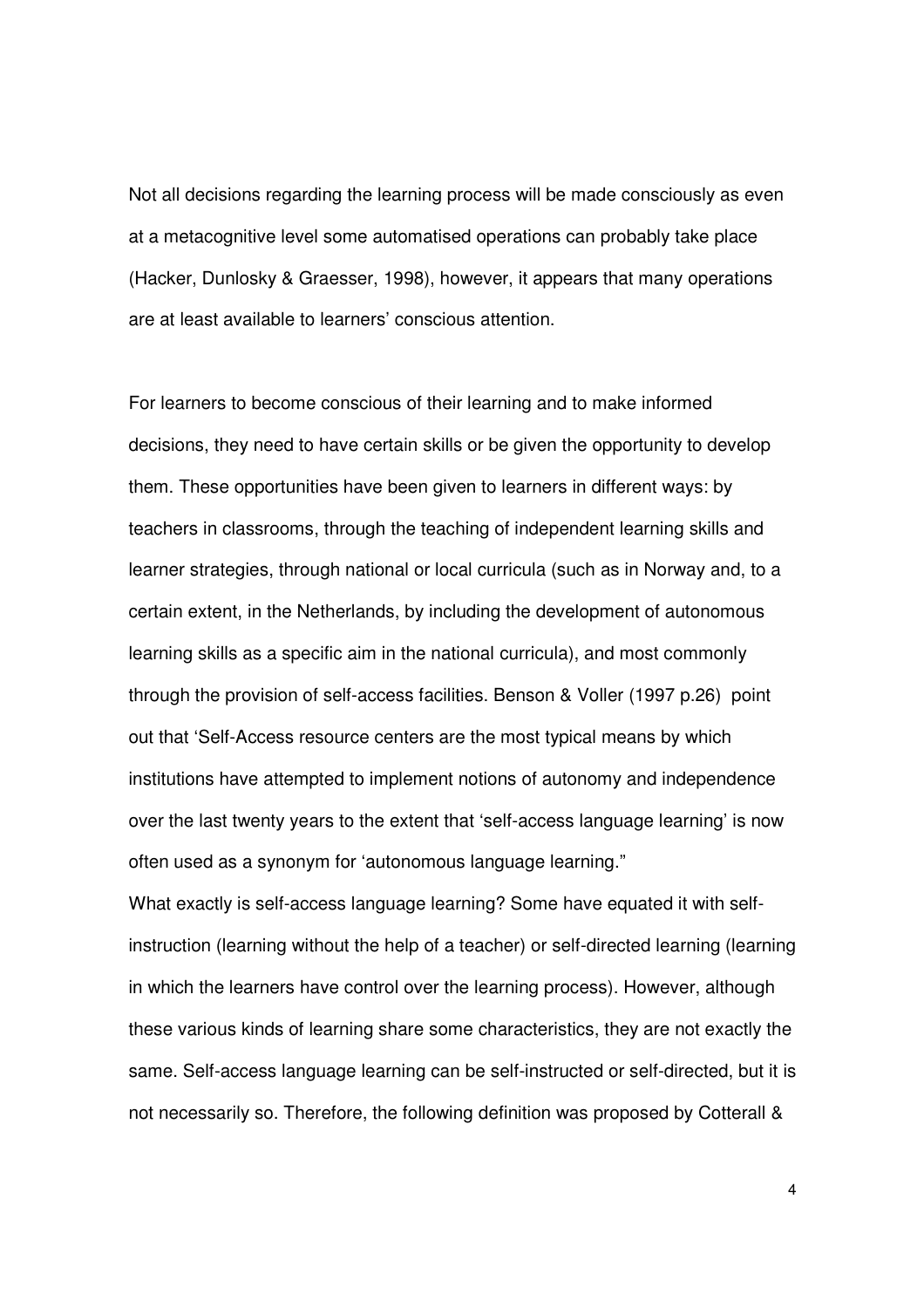Not all decisions regarding the learning process will be made consciously as even at a metacognitive level some automatised operations can probably take place (Hacker, Dunlosky & Graesser, 1998), however, it appears that many operations are at least available to learners' conscious attention.

For learners to become conscious of their learning and to make informed decisions, they need to have certain skills or be given the opportunity to develop them. These opportunities have been given to learners in different ways: by teachers in classrooms, through the teaching of independent learning skills and learner strategies, through national or local curricula (such as in Norway and, to a certain extent, in the Netherlands, by including the development of autonomous learning skills as a specific aim in the national curricula), and most commonly through the provision of self-access facilities. Benson & Voller (1997 p.26) point out that 'Self-Access resource centers are the most typical means by which institutions have attempted to implement notions of autonomy and independence over the last twenty years to the extent that 'self-access language learning' is now often used as a synonym for 'autonomous language learning."

What exactly is self-access language learning? Some have equated it with self-instruction (learning without the help of a teacher) or self-directed learning (learning in which the learners have control over the learning process). However, although these various kinds of learning share some characteristics, they are not exactly the same. Self-access language learning can be self-instructed or self-directed, but it is not necessarily so. Therefore, the following definition was proposed by Cotterall &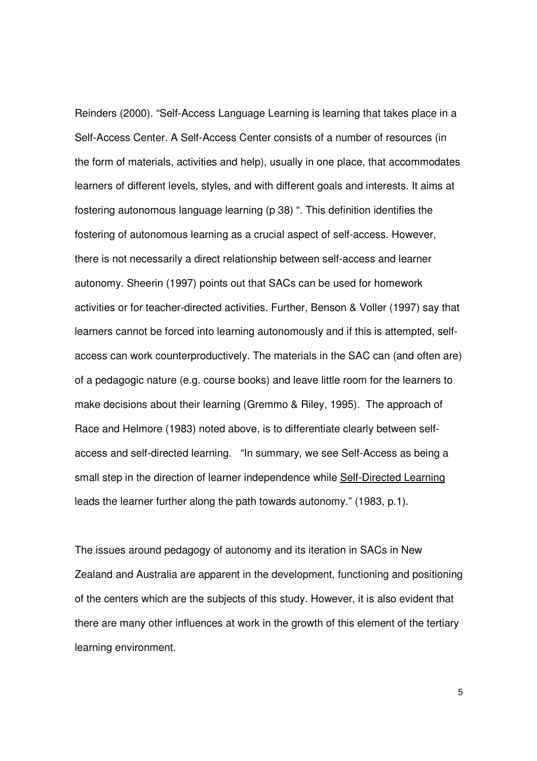Reinders (2000). “Self-Access Language Learning is learning that takes place in a Self-Access Center. A Self-Access Center consists of a number of resources (in the form of materials, activities and help), usually in one place, that accommodates learners of different levels, styles, and with different goals and interests. It aims at fostering autonomous language learning (p 38) “. This definition identifies the fostering of autonomous learning as a crucial aspect of self-access. However, there is not necessarily a direct relationship between self-access and learner autonomy. Sheerin (1997) points out that SACs can be used for homework activities or for teacher-directed activities. Further, Benson & Voller (1997) say that learners cannot be forced into learning autonomously and if this is attempted, self-access can work counterproductively. The materials in the SAC can (and often are) of a pedagogic nature (e.g. course books) and leave little room for the learners to make decisions about their learning (Gremmo & Riley, 1995). The approach of Race and Helmore (1983) noted above, is to differentiate clearly between self-access and self-directed learning. “In summary, we see Self-Access as being a small step in the direction of learner independence while <u>Self-Directed Learning</u> leads the learner further along the path towards autonomy.” (1983, p.1).

The issues around pedagogy of autonomy and its iteration in SACs in New Zealand and Australia are apparent in the development, functioning and positioning of the centers which are the subjects of this study. However, it is also evident that there are many other influences at work in the growth of this element of the tertiary learning environment.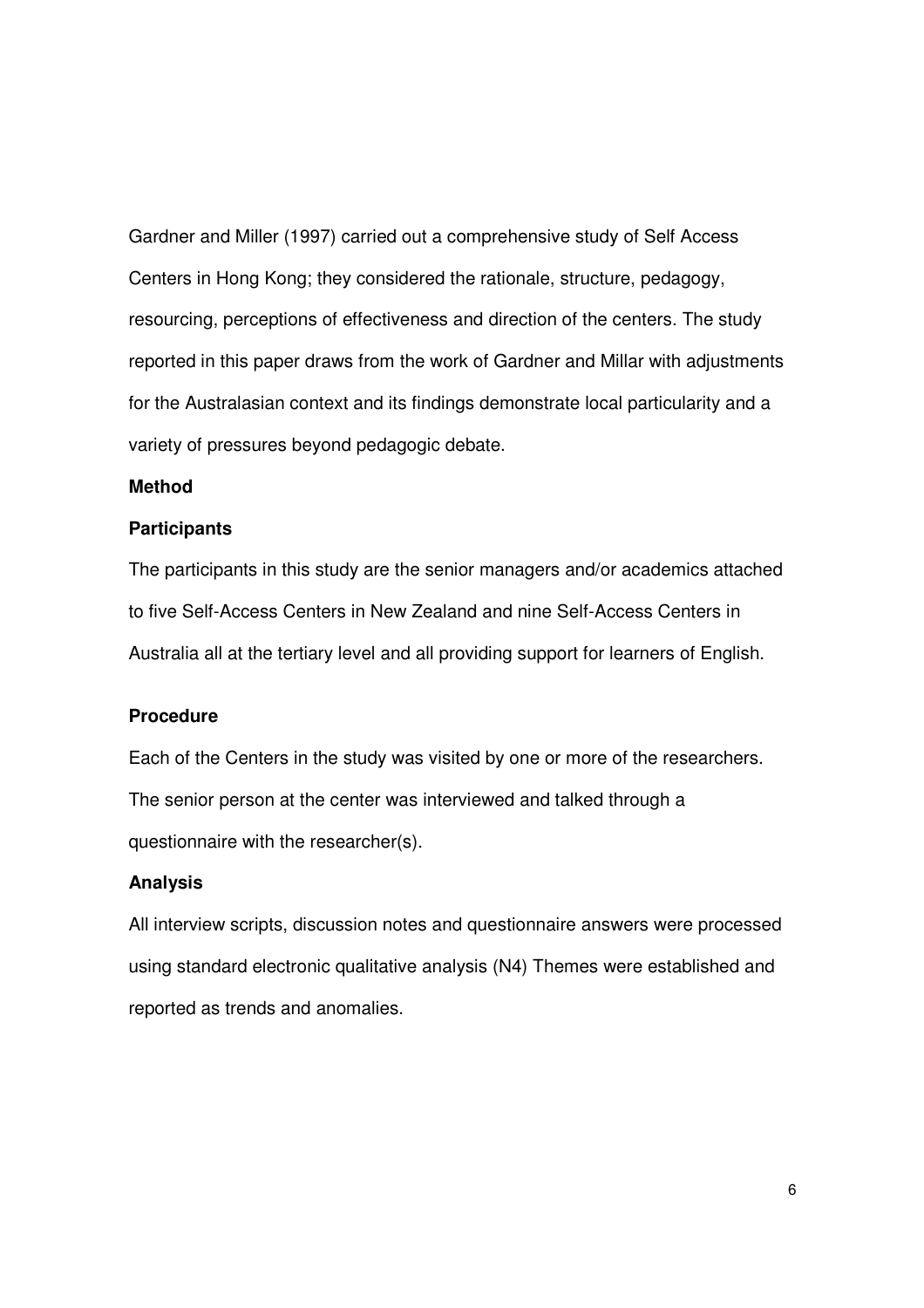Gardner and Miller (1997) carried out a comprehensive study of Self Access Centers in Hong Kong; they considered the rationale, structure, pedagogy, resourcing, perceptions of effectiveness and direction of the centers. The study reported in this paper draws from the work of Gardner and Millar with adjustments for the Australasian context and its findings demonstrate local particularity and a variety of pressures beyond pedagogic debate.

## Method

### Participants

The participants in this study are the senior managers and/or academics attached to five Self-Access Centers in New Zealand and nine Self-Access Centers in Australia all at the tertiary level and all providing support for learners of English.

### Procedure

Each of the Centers in the study was visited by one or more of the researchers. The senior person at the center was interviewed and talked through a questionnaire with the researcher(s).

### Analysis

All interview scripts, discussion notes and questionnaire answers were processed using standard electronic qualitative analysis (N4) Themes were established and reported as trends and anomalies.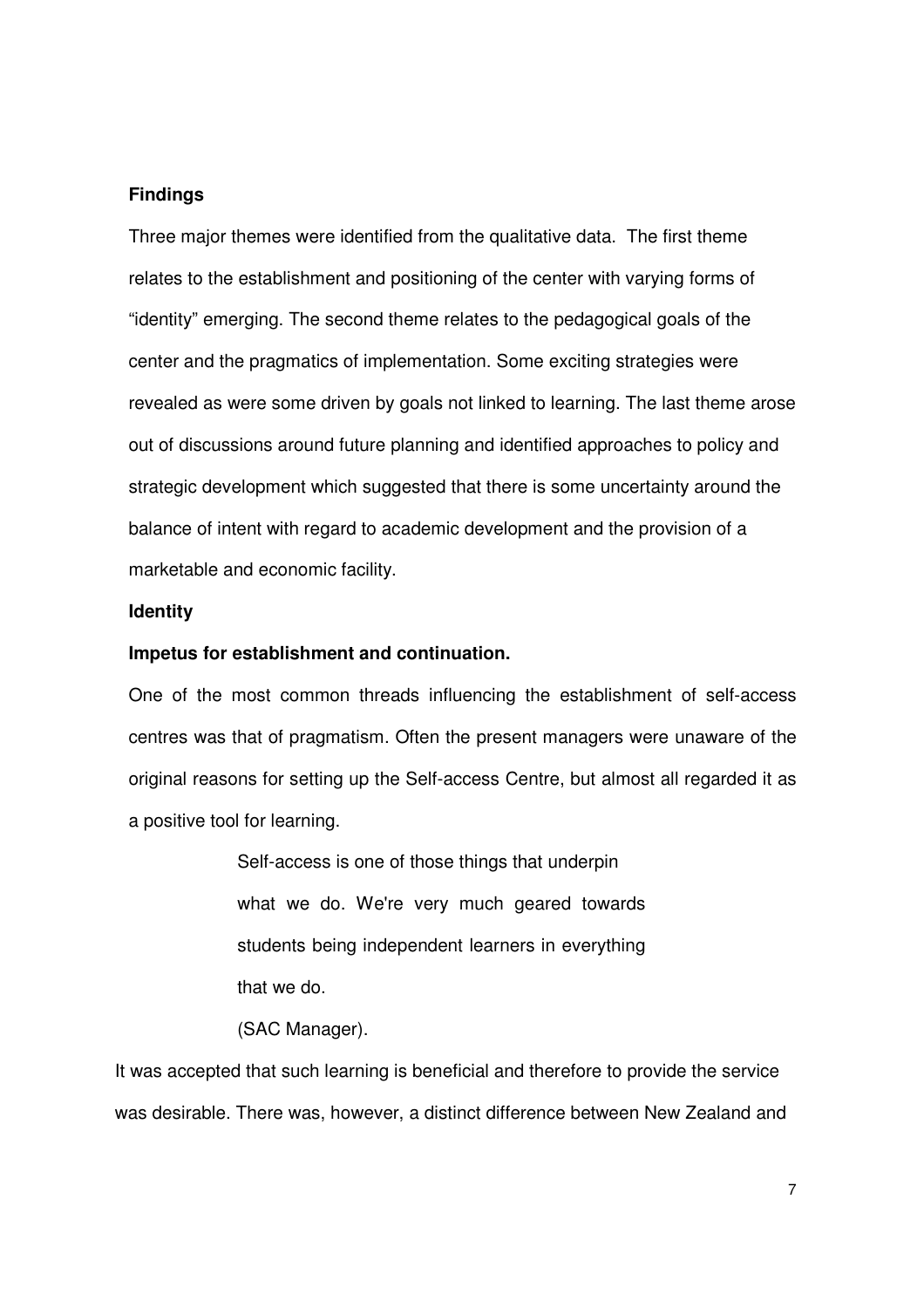**Findings**

Three major themes were identified from the qualitative data. The first theme relates to the establishment and positioning of the center with varying forms of "identity" emerging. The second theme relates to the pedagogical goals of the center and the pragmatics of implementation. Some exciting strategies were revealed as were some driven by goals not linked to learning. The last theme arose out of discussions around future planning and identified approaches to policy and strategic development which suggested that there is some uncertainty around the balance of intent with regard to academic development and the provision of a marketable and economic facility.

**Identity**

**Impetus for establishment and continuation.**

One of the most common threads influencing the establishment of self-access centres was that of pragmatism. Often the present managers were unaware of the original reasons for setting up the Self-access Centre, but almost all regarded it as a positive tool for learning.

> Self-access is one of those things that underpin what we do. We're very much geared towards students being independent learners in everything that we do.
>
> (SAC Manager).

It was accepted that such learning is beneficial and therefore to provide the service was desirable. There was, however, a distinct difference between New Zealand and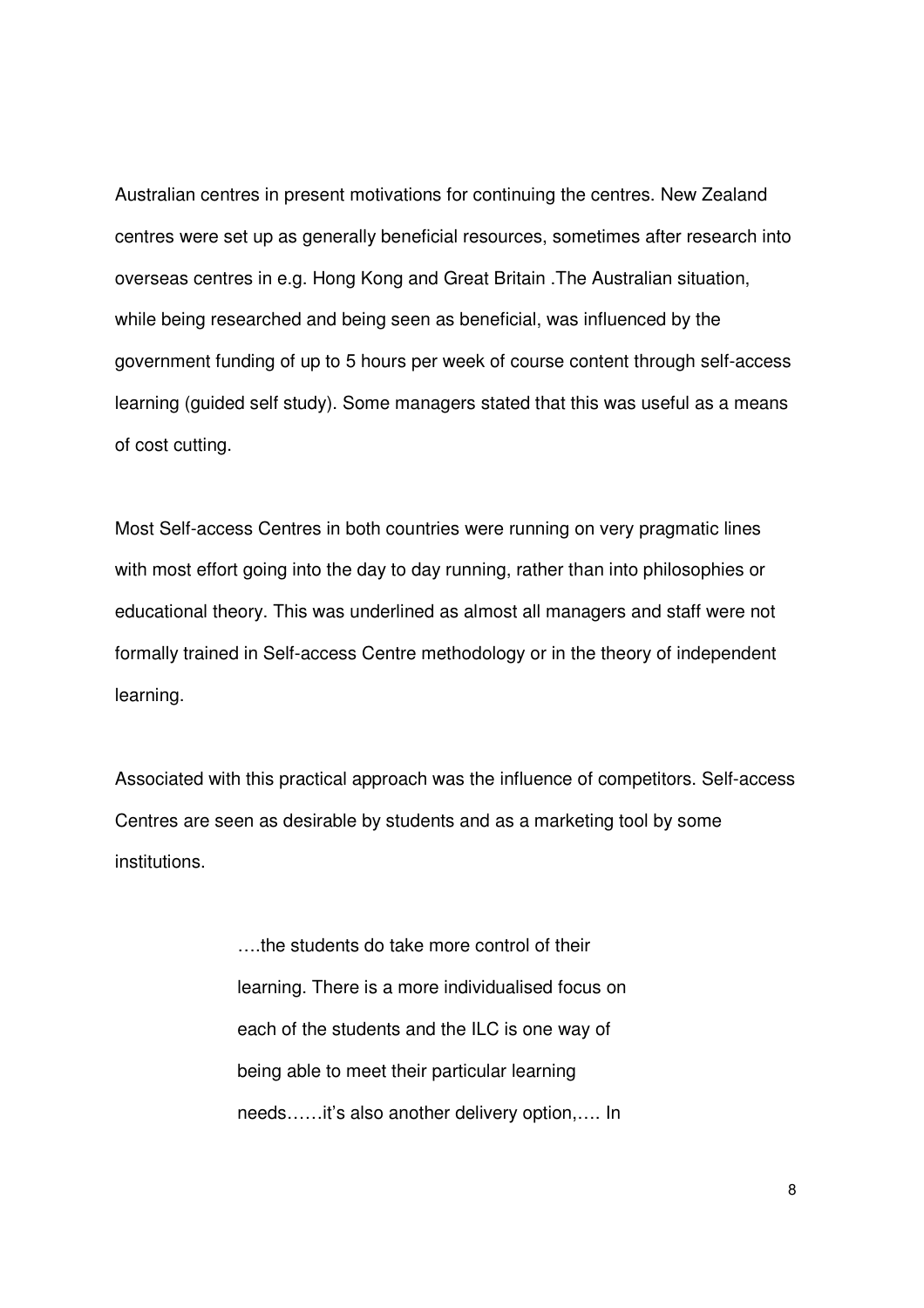Australian centres in present motivations for continuing the centres. New Zealand centres were set up as generally beneficial resources, sometimes after research into overseas centres in e.g. Hong Kong and Great Britain .The Australian situation, while being researched and being seen as beneficial, was influenced by the government funding of up to 5 hours per week of course content through self-access learning (guided self study). Some managers stated that this was useful as a means of cost cutting.

Most Self-access Centres in both countries were running on very pragmatic lines with most effort going into the day to day running, rather than into philosophies or educational theory. This was underlined as almost all managers and staff were not formally trained in Self-access Centre methodology or in the theory of independent learning.

Associated with this practical approach was the influence of competitors. Self-access Centres are seen as desirable by students and as a marketing tool by some institutions.

> ….the students do take more control of their learning. There is a more individualised focus on each of the students and the ILC is one way of being able to meet their particular learning needs……it's also another delivery option,…. In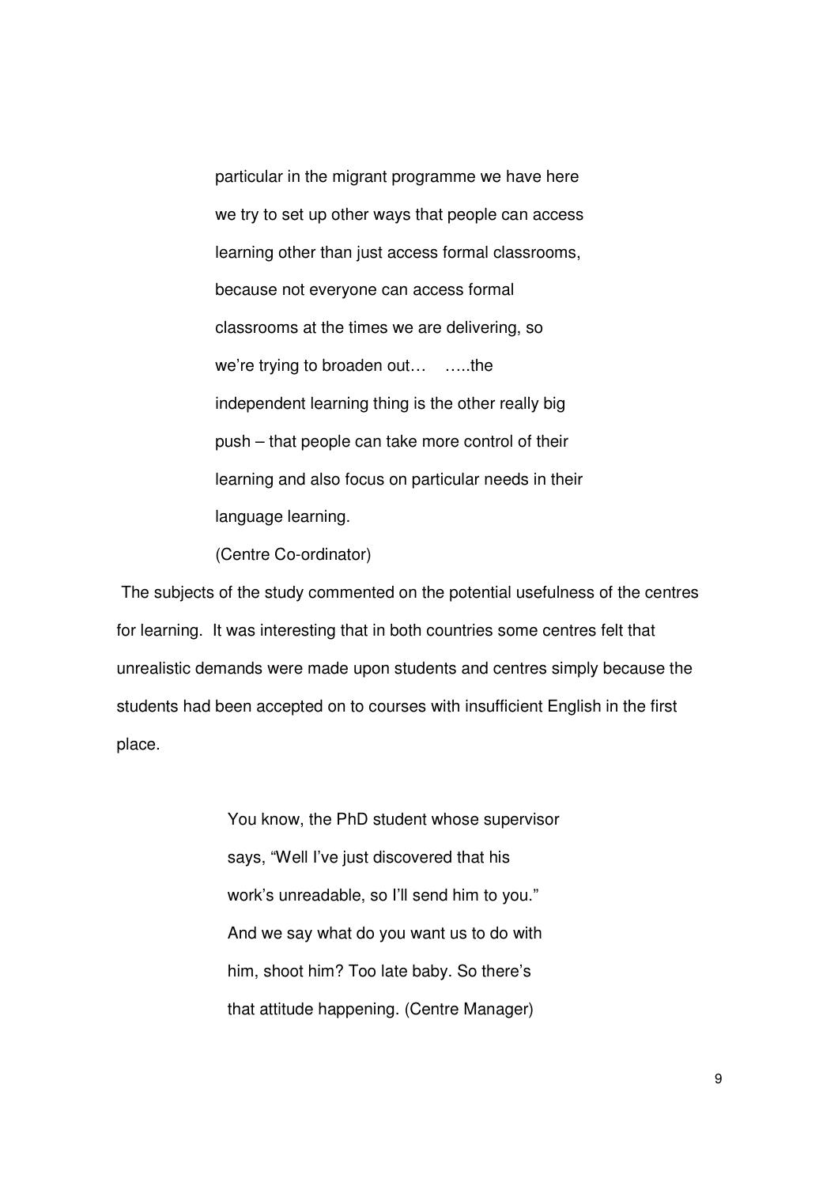> particular in the migrant programme we have here we try to set up other ways that people can access learning other than just access formal classrooms, because not everyone can access formal classrooms at the times we are delivering, so we're trying to broaden out… …..the independent learning thing is the other really big push – that people can take more control of their learning and also focus on particular needs in their language learning.
>
> (Centre Co-ordinator)

The subjects of the study commented on the potential usefulness of the centres for learning. It was interesting that in both countries some centres felt that unrealistic demands were made upon students and centres simply because the students had been accepted on to courses with insufficient English in the first place.

> You know, the PhD student whose supervisor says, "Well I've just discovered that his work's unreadable, so I'll send him to you." And we say what do you want us to do with him, shoot him? Too late baby. So there's that attitude happening. (Centre Manager)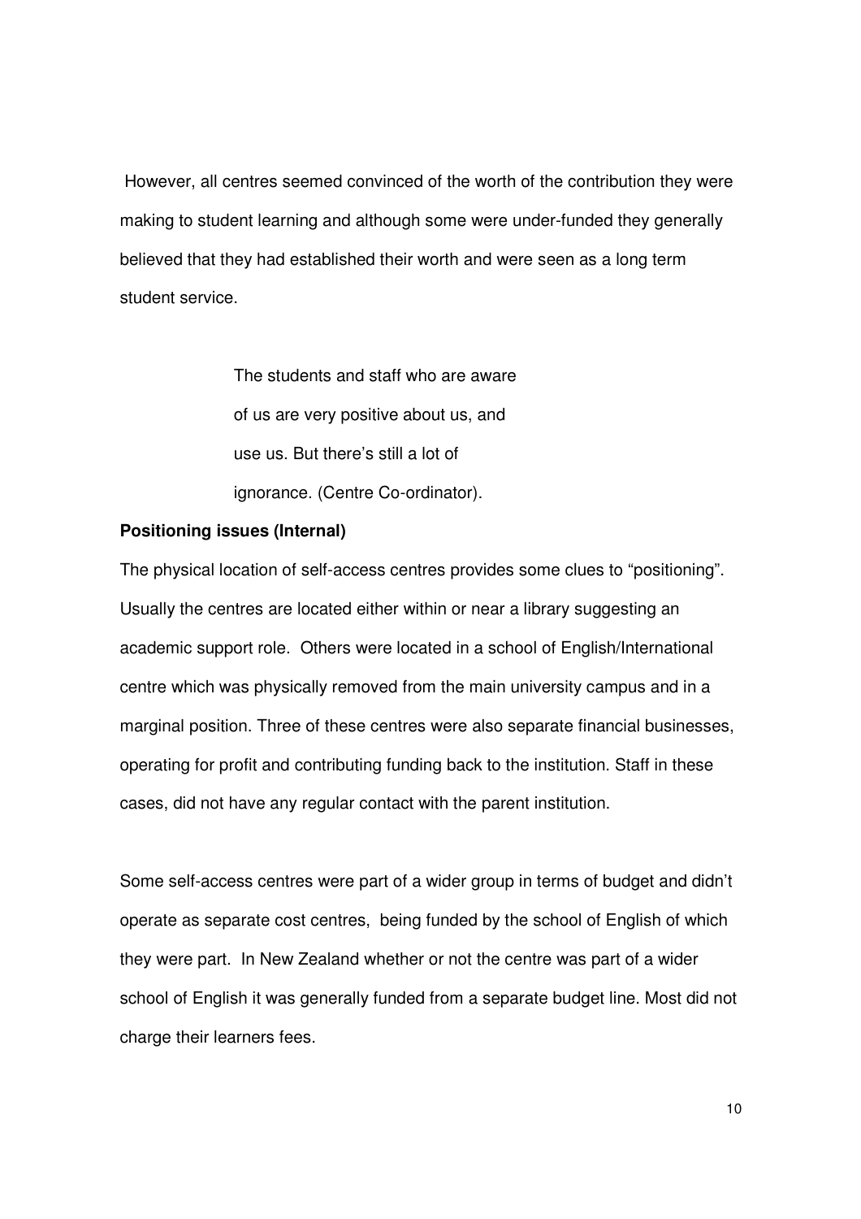However, all centres seemed convinced of the worth of the contribution they were making to student learning and although some were under-funded they generally believed that they had established their worth and were seen as a long term student service.

> The students and staff who are aware of us are very positive about us, and use us. But there's still a lot of ignorance. (Centre Co-ordinator).

**Positioning issues (Internal)**

The physical location of self-access centres provides some clues to "positioning". Usually the centres are located either within or near a library suggesting an academic support role. Others were located in a school of English/International centre which was physically removed from the main university campus and in a marginal position. Three of these centres were also separate financial businesses, operating for profit and contributing funding back to the institution. Staff in these cases, did not have any regular contact with the parent institution.

Some self-access centres were part of a wider group in terms of budget and didn't operate as separate cost centres, being funded by the school of English of which they were part. In New Zealand whether or not the centre was part of a wider school of English it was generally funded from a separate budget line. Most did not charge their learners fees.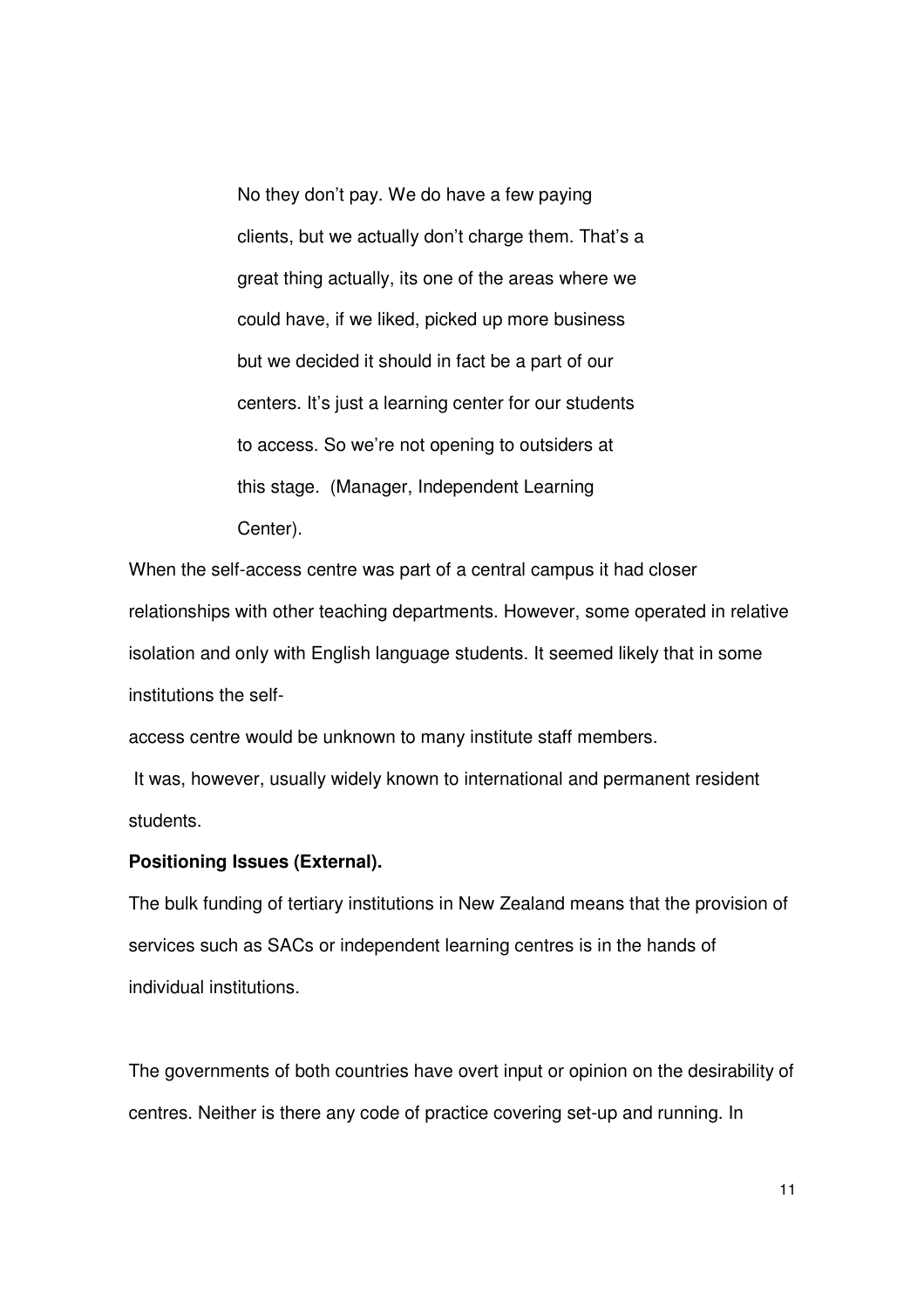> No they don't pay. We do have a few paying clients, but we actually don't charge them. That's a great thing actually, its one of the areas where we could have, if we liked, picked up more business but we decided it should in fact be a part of our centers. It's just a learning center for our students to access. So we're not opening to outsiders at this stage. (Manager, Independent Learning Center).

When the self-access centre was part of a central campus it had closer relationships with other teaching departments. However, some operated in relative isolation and only with English language students. It seemed likely that in some institutions the self-access centre would be unknown to many institute staff members.

It was, however, usually widely known to international and permanent resident students.

**Positioning Issues (External).**

The bulk funding of tertiary institutions in New Zealand means that the provision of services such as SACs or independent learning centres is in the hands of individual institutions.

The governments of both countries have overt input or opinion on the desirability of centres. Neither is there any code of practice covering set-up and running. In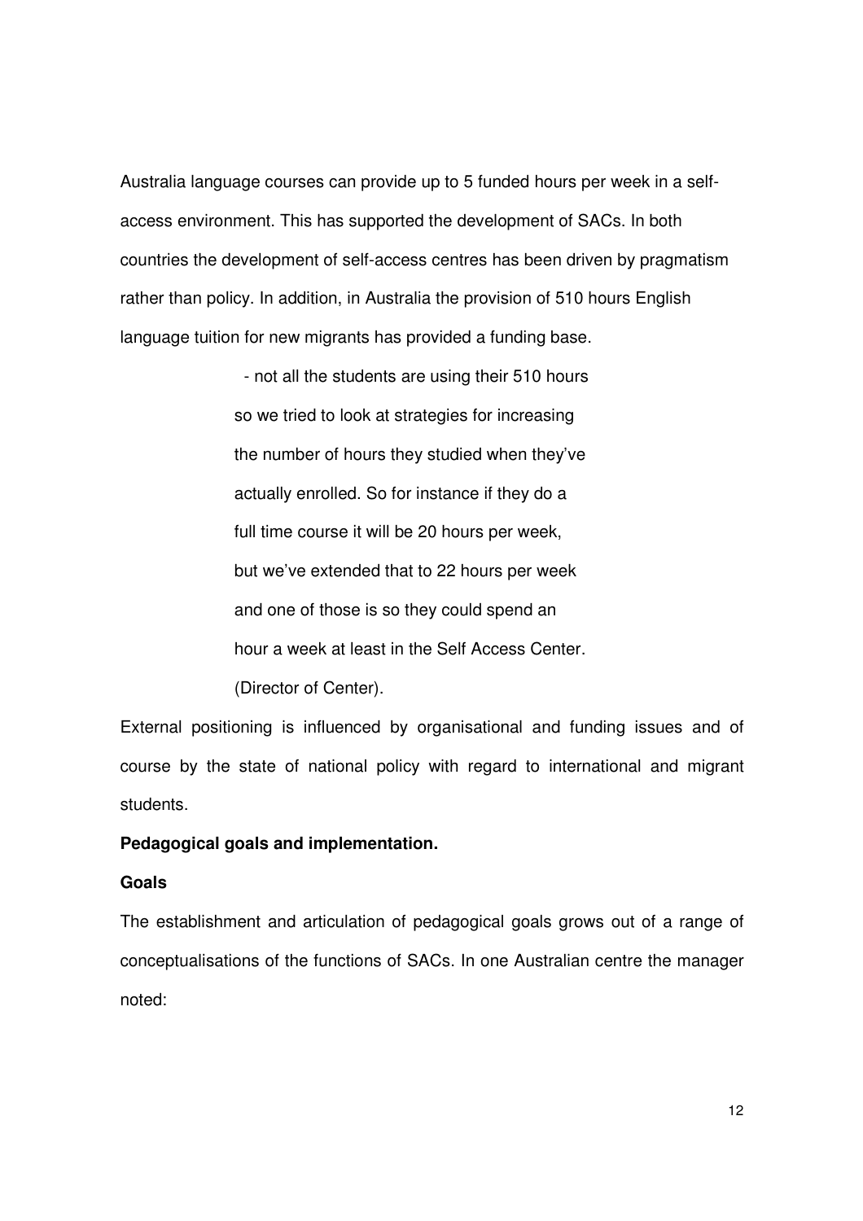Australia language courses can provide up to 5 funded hours per week in a self-access environment. This has supported the development of SACs. In both countries the development of self-access centres has been driven by pragmatism rather than policy. In addition, in Australia the provision of 510 hours English language tuition for new migrants has provided a funding base.

> - not all the students are using their 510 hours so we tried to look at strategies for increasing the number of hours they studied when they've actually enrolled. So for instance if they do a full time course it will be 20 hours per week, but we've extended that to 22 hours per week and one of those is so they could spend an hour a week at least in the Self Access Center. (Director of Center).

External positioning is influenced by organisational and funding issues and of course by the state of national policy with regard to international and migrant students.

**Pedagogical goals and implementation.**

**Goals**

The establishment and articulation of pedagogical goals grows out of a range of conceptualisations of the functions of SACs. In one Australian centre the manager noted: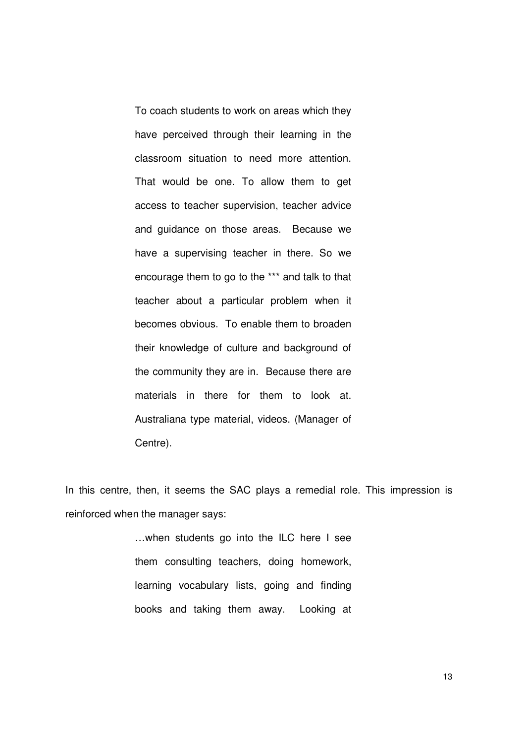> To coach students to work on areas which they have perceived through their learning in the classroom situation to need more attention. That would be one. To allow them to get access to teacher supervision, teacher advice and guidance on those areas. Because we have a supervising teacher in there. So we encourage them to go to the *** and talk to that teacher about a particular problem when it becomes obvious. To enable them to broaden their knowledge of culture and background of the community they are in. Because there are materials in there for them to look at. Australiana type material, videos. (Manager of Centre).

In this centre, then, it seems the SAC plays a remedial role. This impression is reinforced when the manager says:

> …when students go into the ILC here I see them consulting teachers, doing homework, learning vocabulary lists, going and finding books and taking them away. Looking at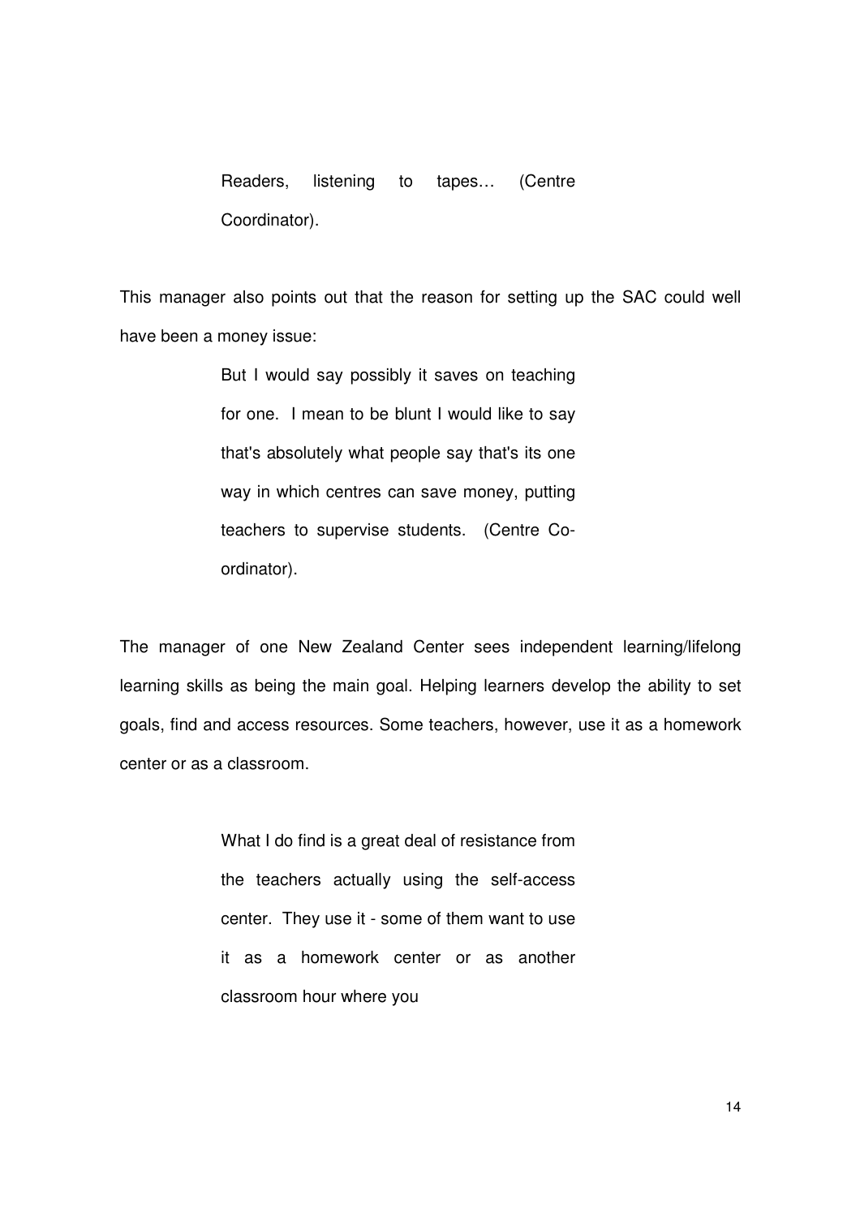> Readers, listening to tapes… (Centre Coordinator).

This manager also points out that the reason for setting up the SAC could well have been a money issue:

> But I would say possibly it saves on teaching for one. I mean to be blunt I would like to say that's absolutely what people say that's its one way in which centres can save money, putting teachers to supervise students. (Centre Co-ordinator).

The manager of one New Zealand Center sees independent learning/lifelong learning skills as being the main goal. Helping learners develop the ability to set goals, find and access resources. Some teachers, however, use it as a homework center or as a classroom.

> What I do find is a great deal of resistance from the teachers actually using the self-access center. They use it - some of them want to use it as a homework center or as another classroom hour where you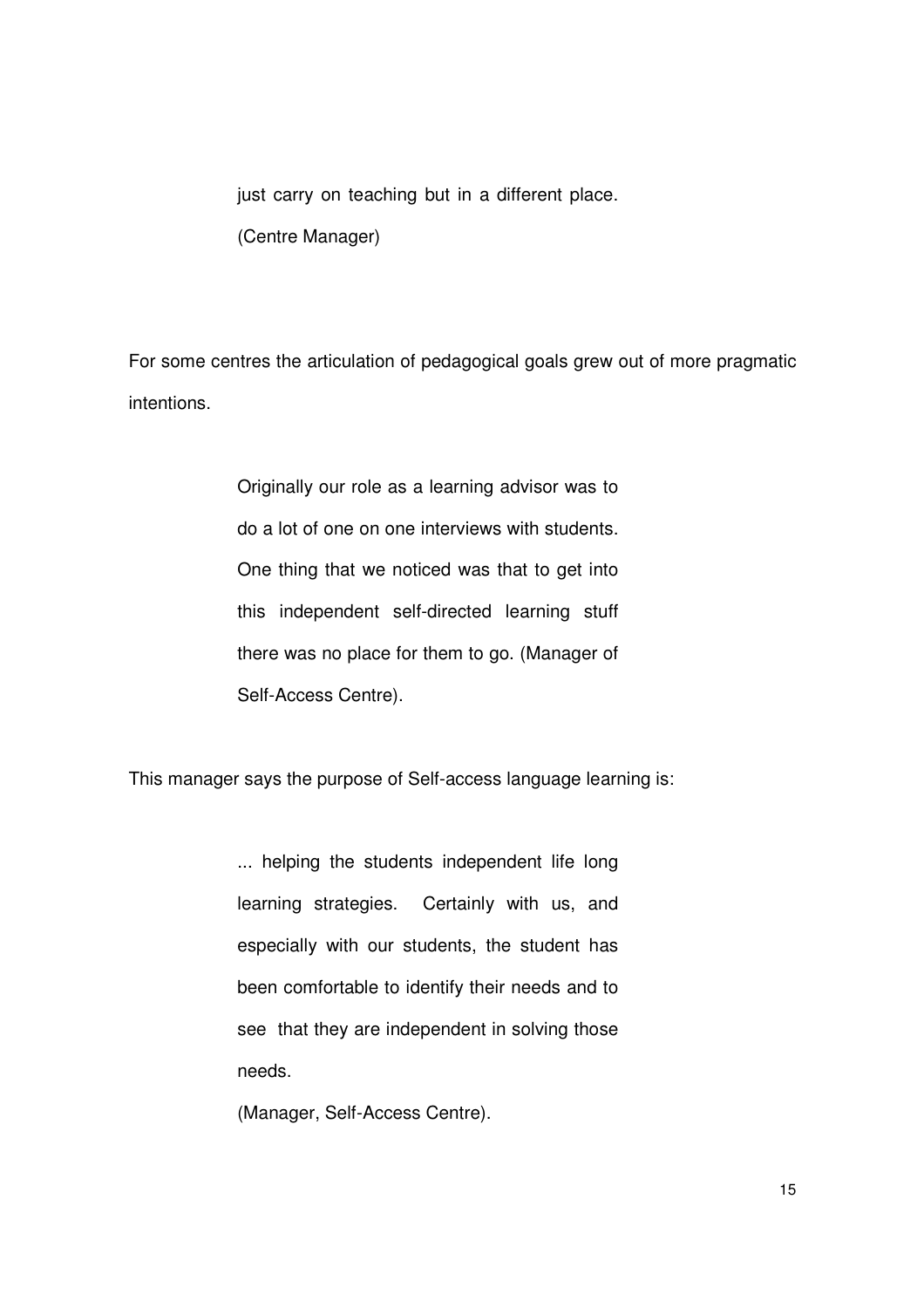> just carry on teaching but in a different place. (Centre Manager)

For some centres the articulation of pedagogical goals grew out of more pragmatic intentions.

> Originally our role as a learning advisor was to do a lot of one on one interviews with students. One thing that we noticed was that to get into this independent self-directed learning stuff there was no place for them to go. (Manager of Self-Access Centre).

This manager says the purpose of Self-access language learning is:

> ... helping the students independent life long learning strategies. Certainly with us, and especially with our students, the student has been comfortable to identify their needs and to see that they are independent in solving those needs.
>
> (Manager, Self-Access Centre).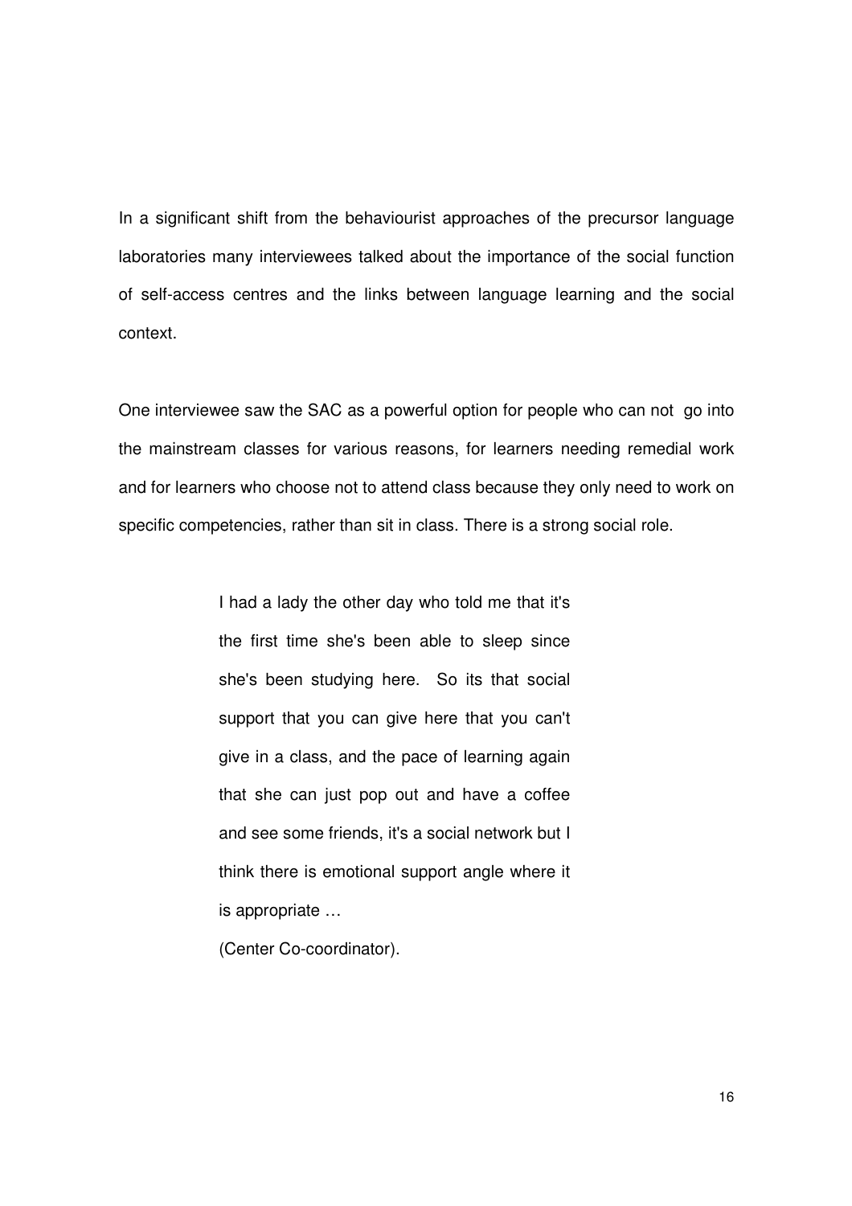In a significant shift from the behaviourist approaches of the precursor language laboratories many interviewees talked about the importance of the social function of self-access centres and the links between language learning and the social context.

One interviewee saw the SAC as a powerful option for people who can not go into the mainstream classes for various reasons, for learners needing remedial work and for learners who choose not to attend class because they only need to work on specific competencies, rather than sit in class. There is a strong social role.

> I had a lady the other day who told me that it's the first time she's been able to sleep since she's been studying here. So its that social support that you can give here that you can't give in a class, and the pace of learning again that she can just pop out and have a coffee and see some friends, it's a social network but I think there is emotional support angle where it is appropriate …
>
> (Center Co-coordinator).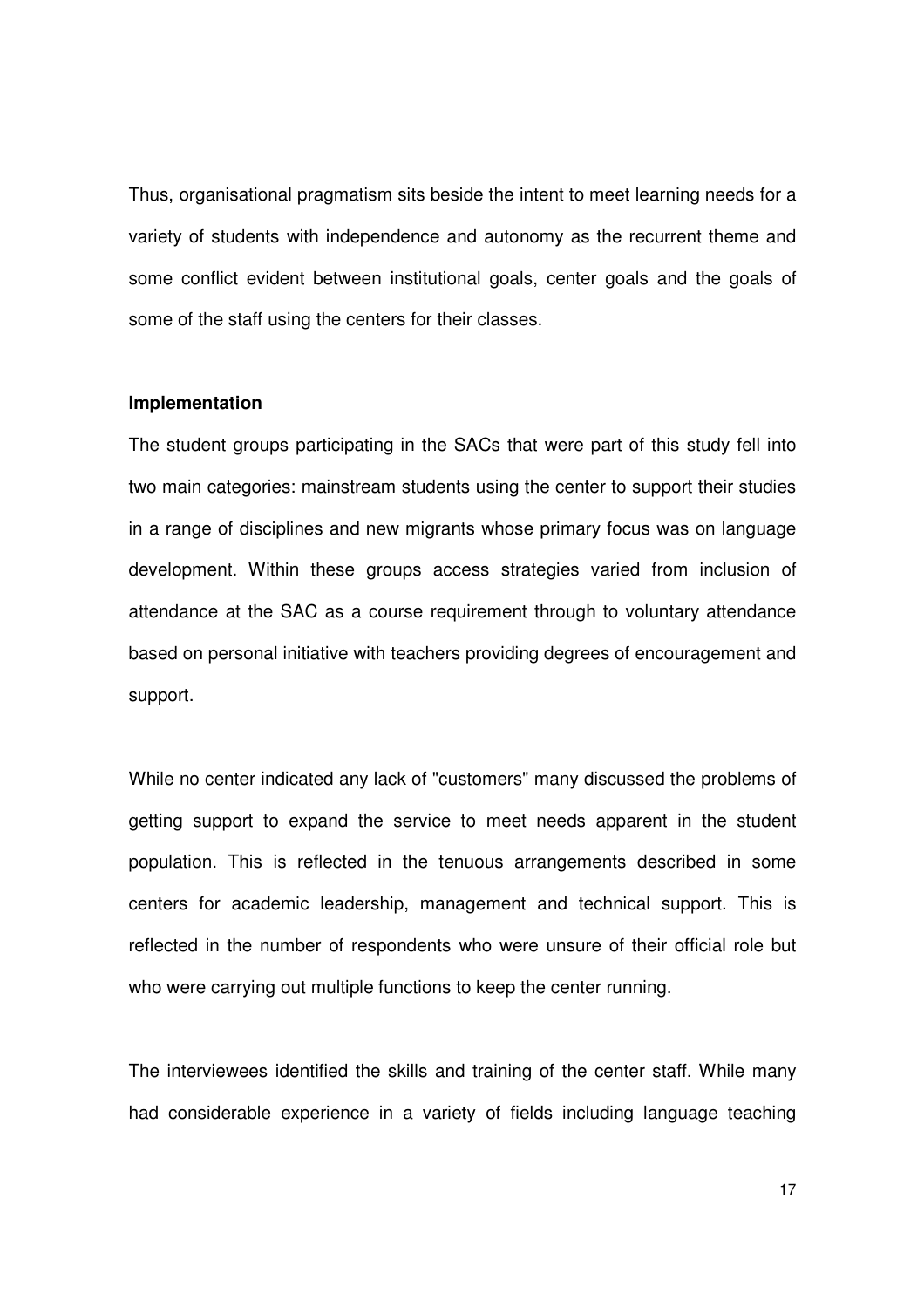Thus, organisational pragmatism sits beside the intent to meet learning needs for a variety of students with independence and autonomy as the recurrent theme and some conflict evident between institutional goals, center goals and the goals of some of the staff using the centers for their classes.

**Implementation**

The student groups participating in the SACs that were part of this study fell into two main categories: mainstream students using the center to support their studies in a range of disciplines and new migrants whose primary focus was on language development. Within these groups access strategies varied from inclusion of attendance at the SAC as a course requirement through to voluntary attendance based on personal initiative with teachers providing degrees of encouragement and support.

While no center indicated any lack of "customers" many discussed the problems of getting support to expand the service to meet needs apparent in the student population. This is reflected in the tenuous arrangements described in some centers for academic leadership, management and technical support. This is reflected in the number of respondents who were unsure of their official role but who were carrying out multiple functions to keep the center running.

The interviewees identified the skills and training of the center staff. While many had considerable experience in a variety of fields including language teaching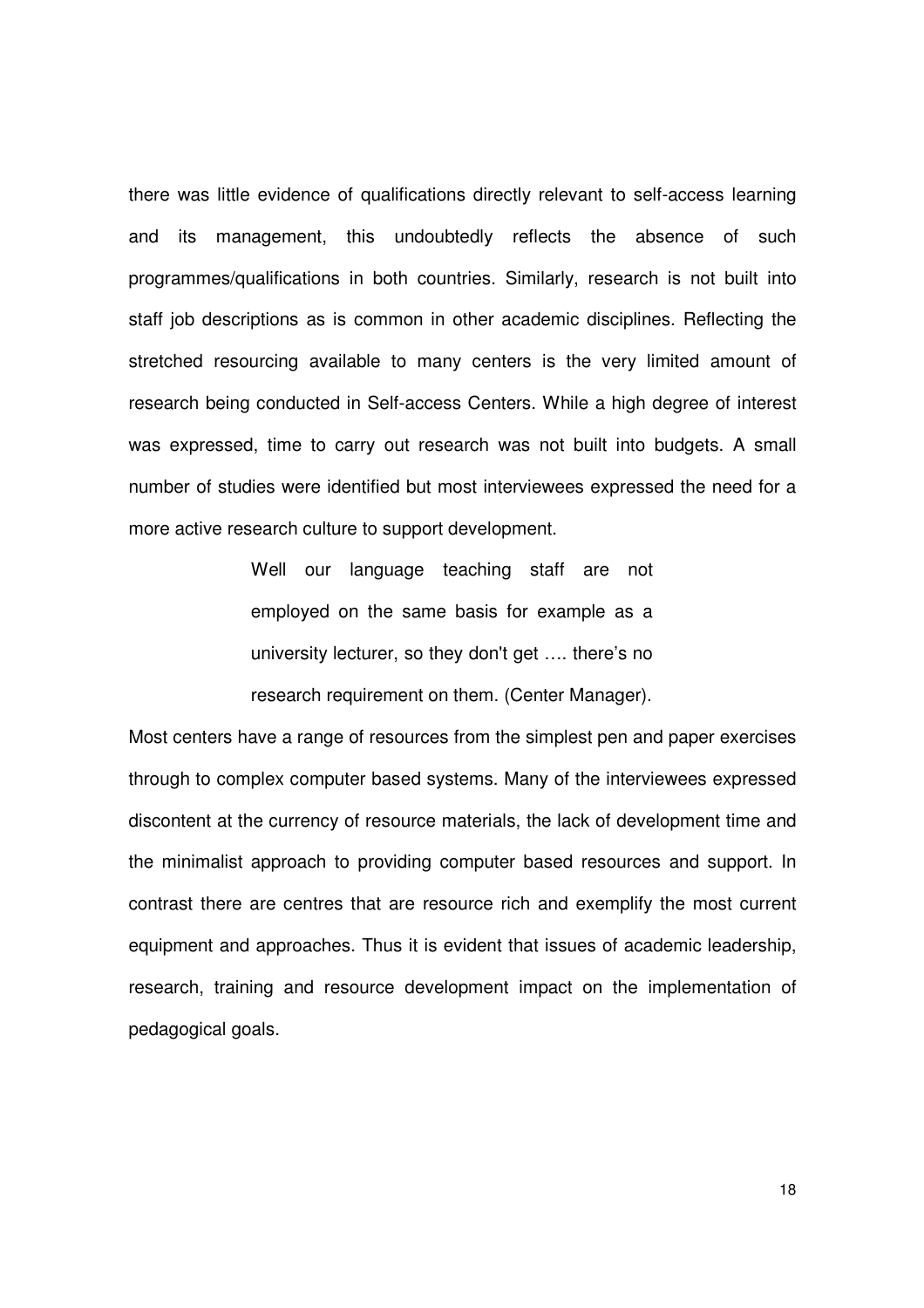there was little evidence of qualifications directly relevant to self-access learning and its management, this undoubtedly reflects the absence of such programmes/qualifications in both countries. Similarly, research is not built into staff job descriptions as is common in other academic disciplines. Reflecting the stretched resourcing available to many centers is the very limited amount of research being conducted in Self-access Centers. While a high degree of interest was expressed, time to carry out research was not built into budgets. A small number of studies were identified but most interviewees expressed the need for a more active research culture to support development.

> Well our language teaching staff are not employed on the same basis for example as a university lecturer, so they don't get …. there's no research requirement on them. (Center Manager).

Most centers have a range of resources from the simplest pen and paper exercises through to complex computer based systems. Many of the interviewees expressed discontent at the currency of resource materials, the lack of development time and the minimalist approach to providing computer based resources and support. In contrast there are centres that are resource rich and exemplify the most current equipment and approaches. Thus it is evident that issues of academic leadership, research, training and resource development impact on the implementation of pedagogical goals.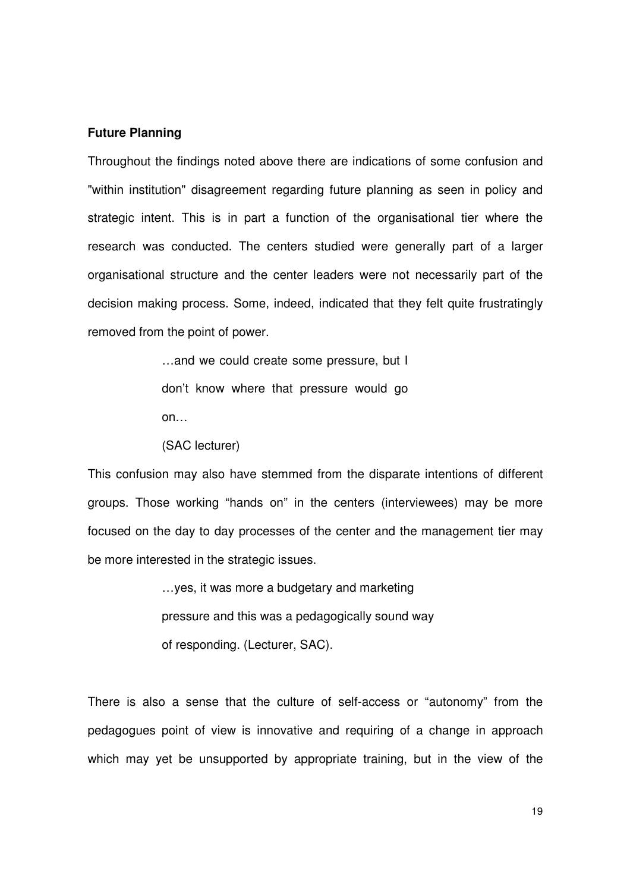**Future Planning**

Throughout the findings noted above there are indications of some confusion and "within institution" disagreement regarding future planning as seen in policy and strategic intent. This is in part a function of the organisational tier where the research was conducted. The centers studied were generally part of a larger organisational structure and the center leaders were not necessarily part of the decision making process. Some, indeed, indicated that they felt quite frustratingly removed from the point of power.

> …and we could create some pressure, but I don't know where that pressure would go on…
>
> (SAC lecturer)

This confusion may also have stemmed from the disparate intentions of different groups. Those working "hands on" in the centers (interviewees) may be more focused on the day to day processes of the center and the management tier may be more interested in the strategic issues.

> …yes, it was more a budgetary and marketing pressure and this was a pedagogically sound way of responding. (Lecturer, SAC).

There is also a sense that the culture of self-access or "autonomy" from the pedagogues point of view is innovative and requiring of a change in approach which may yet be unsupported by appropriate training, but in the view of the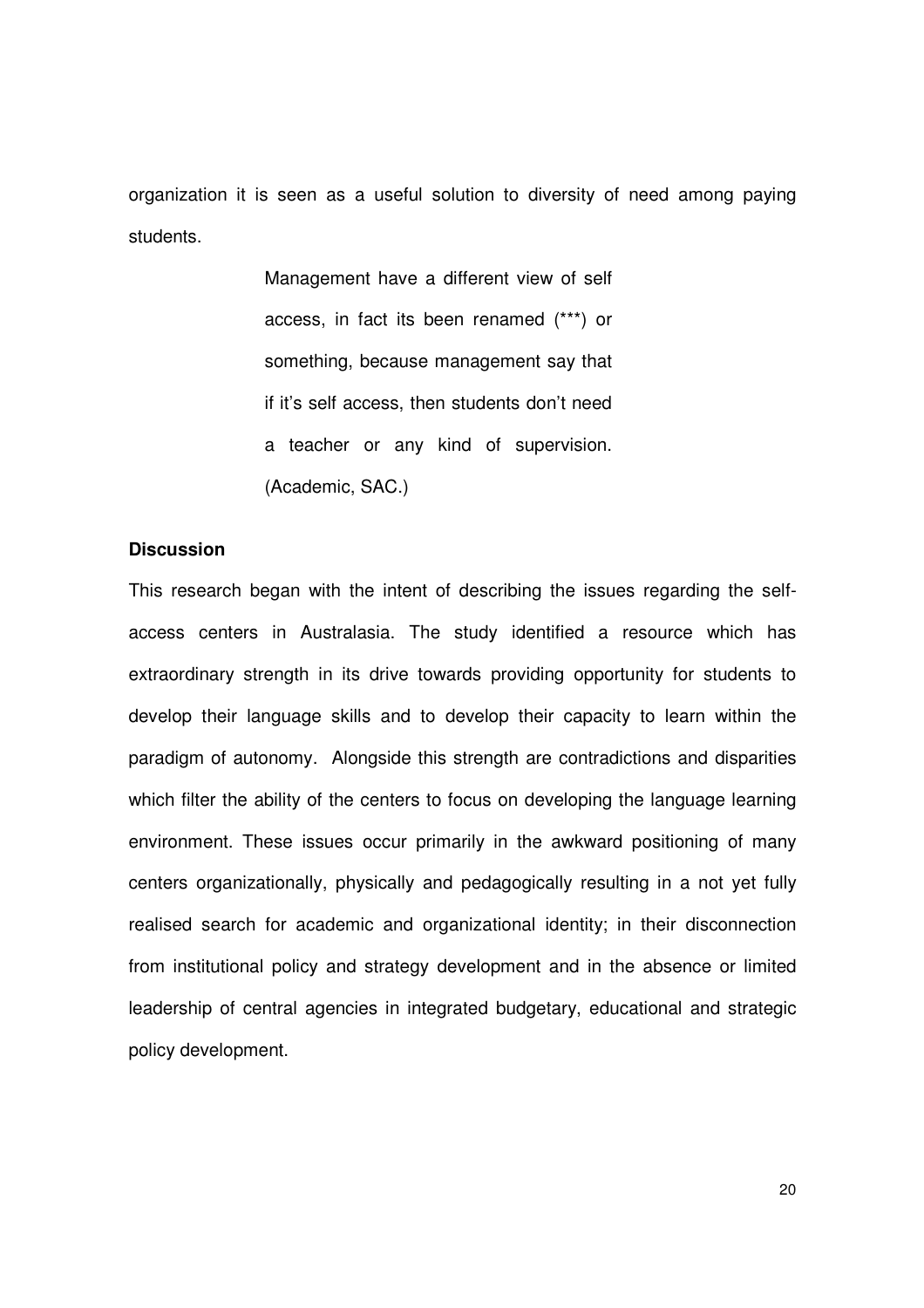organization it is seen as a useful solution to diversity of need among paying students.

> Management have a different view of self access, in fact its been renamed (***) or something, because management say that if it's self access, then students don't need a teacher or any kind of supervision. (Academic, SAC.)

**Discussion**

This research began with the intent of describing the issues regarding the self-access centers in Australasia. The study identified a resource which has extraordinary strength in its drive towards providing opportunity for students to develop their language skills and to develop their capacity to learn within the paradigm of autonomy. Alongside this strength are contradictions and disparities which filter the ability of the centers to focus on developing the language learning environment. These issues occur primarily in the awkward positioning of many centers organizationally, physically and pedagogically resulting in a not yet fully realised search for academic and organizational identity; in their disconnection from institutional policy and strategy development and in the absence or limited leadership of central agencies in integrated budgetary, educational and strategic policy development.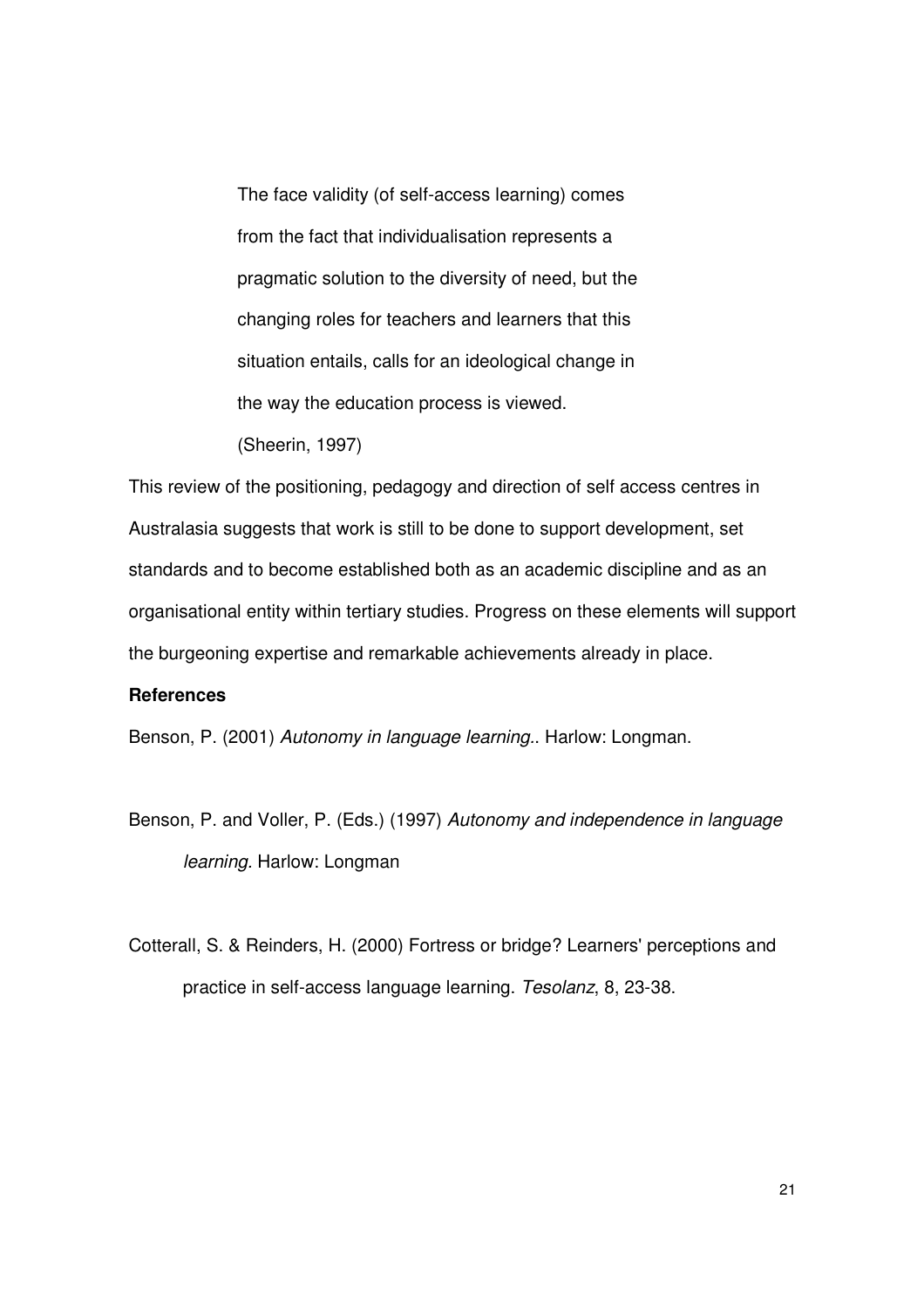> The face validity (of self-access learning) comes from the fact that individualisation represents a pragmatic solution to the diversity of need, but the changing roles for teachers and learners that this situation entails, calls for an ideological change in the way the education process is viewed.
>
> (Sheerin, 1997)

This review of the positioning, pedagogy and direction of self access centres in Australasia suggests that work is still to be done to support development, set standards and to become established both as an academic discipline and as an organisational entity within tertiary studies. Progress on these elements will support the burgeoning expertise and remarkable achievements already in place.

**References**

Benson, P. (2001) *Autonomy in language learning.*. Harlow: Longman.

Benson, P. and Voller, P. (Eds.) (1997) *Autonomy and independence in language learning*. Harlow: Longman

Cotterall, S. & Reinders, H. (2000) Fortress or bridge? Learners' perceptions and practice in self-access language learning. *Tesolanz*, 8, 23-38.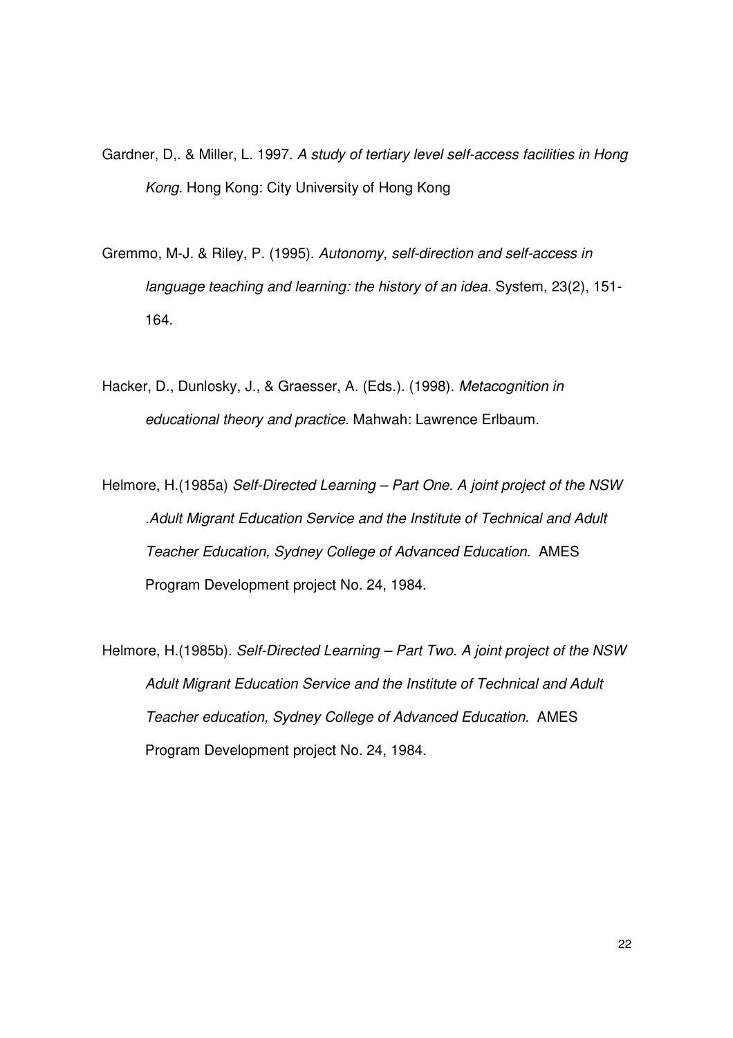Gardner, D,. & Miller, L. 1997. *A study of tertiary level self-access facilities in Hong Kong*. Hong Kong: City University of Hong Kong

Gremmo, M-J. & Riley, P. (1995). *Autonomy, self-direction and self-access in language teaching and learning: the history of an idea.* System, 23(2), 151-164.

Hacker, D., Dunlosky, J., & Graesser, A. (Eds.). (1998). *Metacognition in educational theory and practice.* Mahwah: Lawrence Erlbaum.

Helmore, H.(1985a) *Self-Directed Learning – Part One. A joint project of the NSW .Adult Migrant Education Service and the Institute of Technical and Adult Teacher Education, Sydney College of Advanced Education.* AMES Program Development project No. 24, 1984.

Helmore, H.(1985b). *Self-Directed Learning – Part Two. A joint project of the NSW Adult Migrant Education Service and the Institute of Technical and Adult Teacher education, Sydney College of Advanced Education.* AMES Program Development project No. 24, 1984.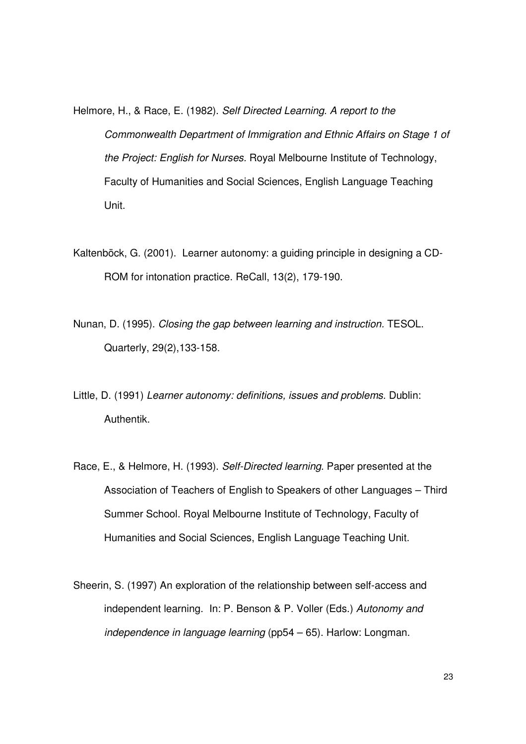Helmore, H., & Race, E. (1982). *Self Directed Learning. A report to the Commonwealth Department of Immigration and Ethnic Affairs on Stage 1 of the Project: English for Nurses*. Royal Melbourne Institute of Technology, Faculty of Humanities and Social Sciences, English Language Teaching Unit.

Kaltenböck, G. (2001). Learner autonomy: a guiding principle in designing a CD-ROM for intonation practice. ReCall, 13(2), 179-190.

Nunan, D. (1995). *Closing the gap between learning and instruction.* TESOL. Quarterly, 29(2),133-158.

Little, D. (1991) *Learner autonomy: definitions, issues and problems.* Dublin: Authentik.

Race, E., & Helmore, H. (1993). *Self-Directed learning*. Paper presented at the Association of Teachers of English to Speakers of other Languages – Third Summer School. Royal Melbourne Institute of Technology, Faculty of Humanities and Social Sciences, English Language Teaching Unit.

Sheerin, S. (1997) An exploration of the relationship between self-access and independent learning. In: P. Benson & P. Voller (Eds.) *Autonomy and independence in language learning* (pp54 – 65). Harlow: Longman.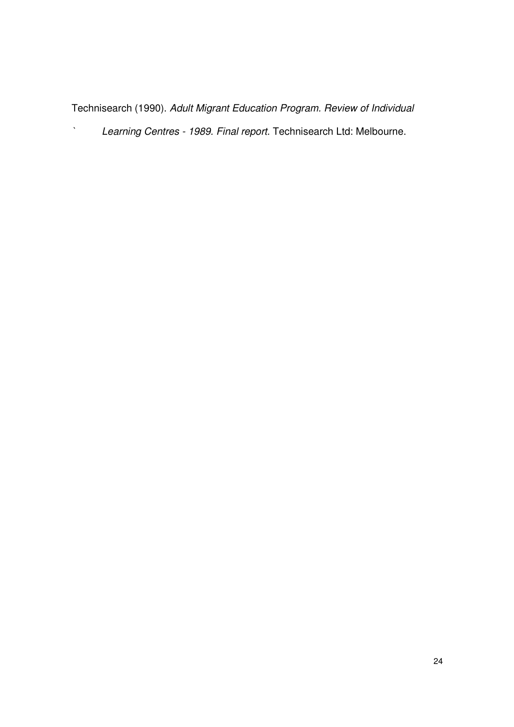Technisearch (1990). *Adult Migrant Education Program. Review of Individual Learning Centres - 1989. Final report*. Technisearch Ltd: Melbourne.